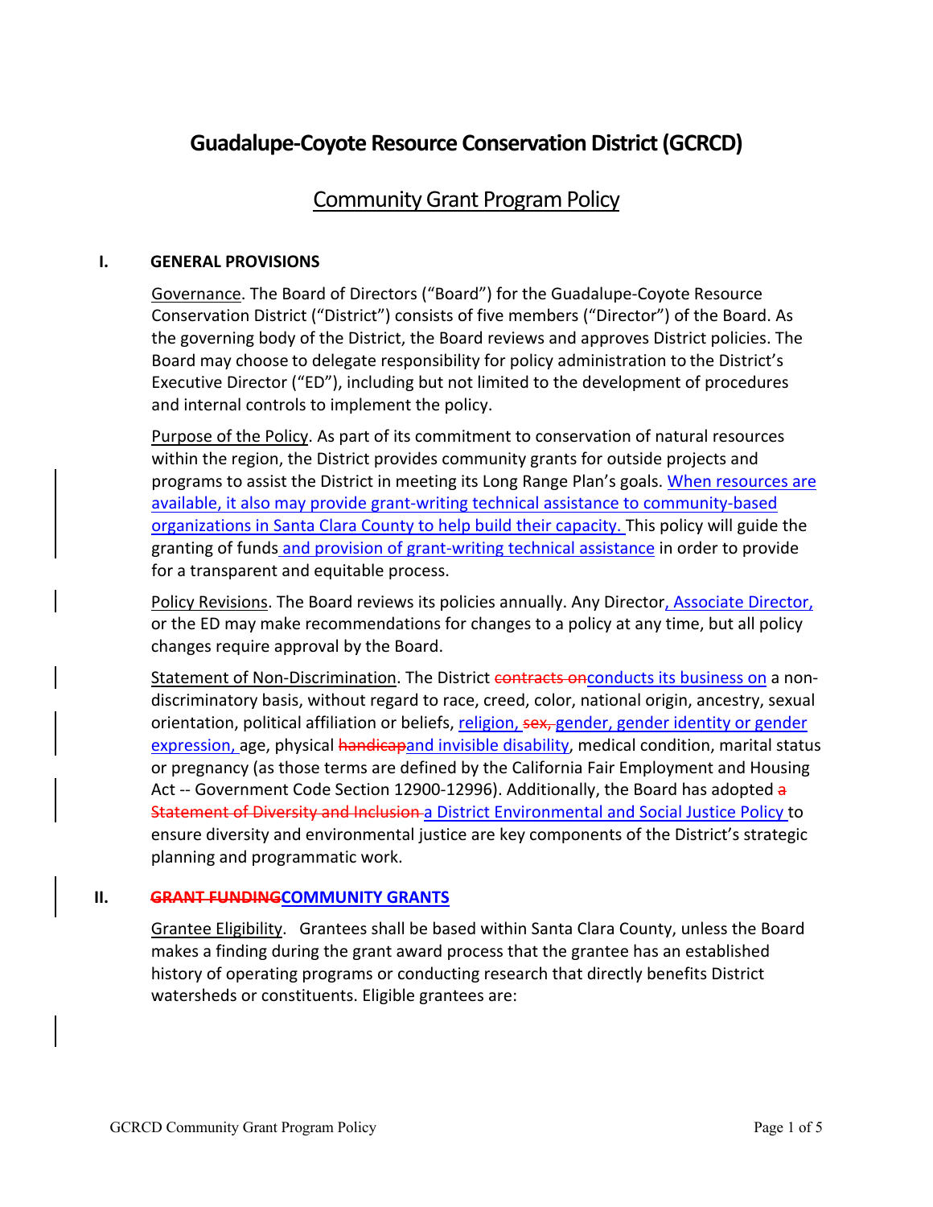# Guadalupe-Coyote Resource Conservation District (GCRCD)

## Community Grant Program Policy

### I. GENERAL PROVISIONS

Governance. The Board of Directors ("Board") for the Guadalupe-Coyote Resource Conservation District ("District") consists of five members ("Director") of the Board. As the governing body of the District, the Board reviews and approves District policies. The Board may choose to delegate responsibility for policy administration to the District's Executive Director ("ED"), including but not limited to the development of procedures and internal controls to implement the policy.

Purpose of the Policy. As part of its commitment to conservation of natural resources within the region, the District provides community grants for outside projects and programs to assist the District in meeting its Long Range Plan's goals. When resources are available, it also may provide grant-writing technical assistance to community-based organizations in Santa Clara County to help build their capacity. This policy will guide the granting of funds and provision of grant-writing technical assistance in order to provide for a transparent and equitable process.

Policy Revisions. The Board reviews its policies annually. Any Director, Associate Director, or the ED may make recommendations for changes to a policy at any time, but all policy changes require approval by the Board.

Statement of Non-Discrimination. The District ~~contracts on~~conducts its business on a non-discriminatory basis, without regard to race, creed, color, national origin, ancestry, sexual orientation, political affiliation or beliefs, religion, ~~sex,~~ gender, gender identity or gender expression, age, physical ~~handicap~~and invisible disability, medical condition, marital status or pregnancy (as those terms are defined by the California Fair Employment and Housing Act -- Government Code Section 12900-12996). Additionally, the Board has adopted ~~a Statement of Diversity and Inclusion~~ a District Environmental and Social Justice Policy to ensure diversity and environmental justice are key components of the District's strategic planning and programmatic work.

### II. ~~GRANT FUNDING~~COMMUNITY GRANTS

Grantee Eligibility. Grantees shall be based within Santa Clara County, unless the Board makes a finding during the grant award process that the grantee has an established history of operating programs or conducting research that directly benefits District watersheds or constituents. Eligible grantees are: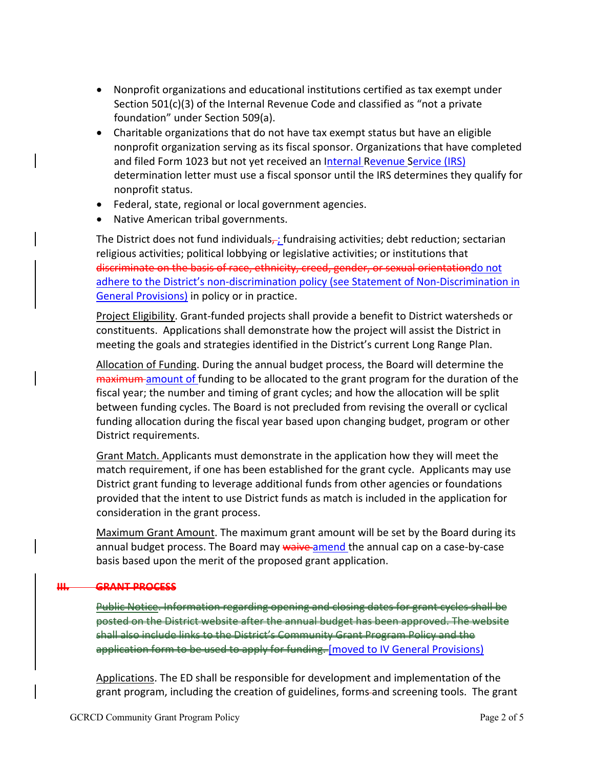- Nonprofit organizations and educational institutions certified as tax exempt under Section 501(c)(3) of the Internal Revenue Code and classified as "not a private foundation" under Section 509(a).
- Charitable organizations that do not have tax exempt status but have an eligible nonprofit organization serving as its fiscal sponsor. Organizations that have completed and filed Form 1023 but not yet received an Internal Revenue Service (IRS) determination letter must use a fiscal sponsor until the IRS determines they qualify for nonprofit status.
- Federal, state, regional or local government agencies.
- Native American tribal governments.

The District does not fund individuals, ; fundraising activities; debt reduction; sectarian religious activities; political lobbying or legislative activities; or institutions that ~~discriminate on the basis of race, ethnicity, creed, gender, or sexual orientation~~do not adhere to the District's non-discrimination policy (see Statement of Non-Discrimination in General Provisions) in policy or in practice.

Project Eligibility. Grant-funded projects shall provide a benefit to District watersheds or constituents. Applications shall demonstrate how the project will assist the District in meeting the goals and strategies identified in the District's current Long Range Plan.

Allocation of Funding. During the annual budget process, the Board will determine the ~~maximum~~ amount of funding to be allocated to the grant program for the duration of the fiscal year; the number and timing of grant cycles; and how the allocation will be split between funding cycles. The Board is not precluded from revising the overall or cyclical funding allocation during the fiscal year based upon changing budget, program or other District requirements.

Grant Match. Applicants must demonstrate in the application how they will meet the match requirement, if one has been established for the grant cycle. Applicants may use District grant funding to leverage additional funds from other agencies or foundations provided that the intent to use District funds as match is included in the application for consideration in the grant process.

Maximum Grant Amount. The maximum grant amount will be set by the Board during its annual budget process. The Board may ~~waive~~ amend the annual cap on a case-by-case basis based upon the merit of the proposed grant application.

## ~~III. GRANT PROCESS~~

~~Public Notice. Information regarding opening and closing dates for grant cycles shall be posted on the District website after the annual budget has been approved. The website shall also include links to the District's Community Grant Program Policy and the application form to be used to apply for funding.~~ [moved to IV General Provisions)

Applications. The ED shall be responsible for development and implementation of the grant program, including the creation of guidelines, forms and screening tools. The grant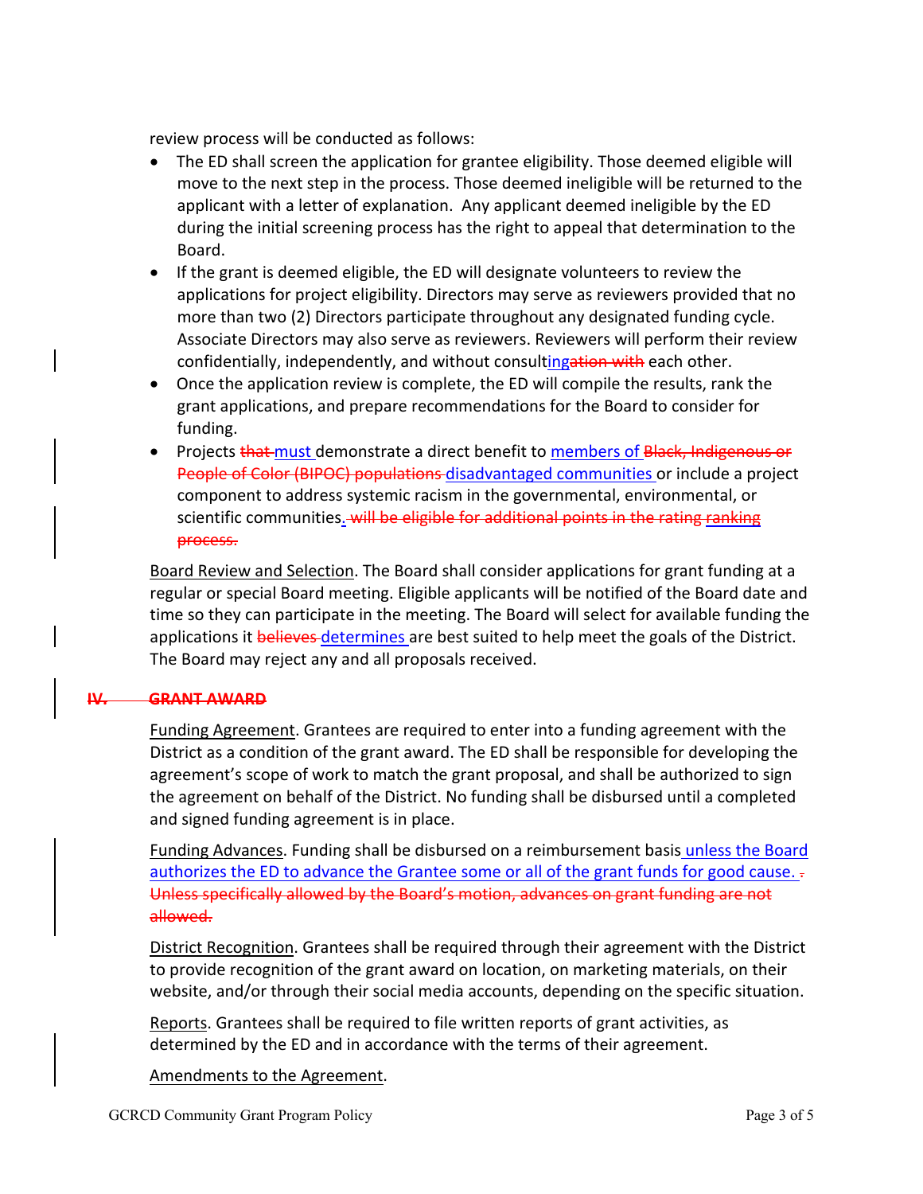review process will be conducted as follows:

- The ED shall screen the application for grantee eligibility. Those deemed eligible will move to the next step in the process. Those deemed ineligible will be returned to the applicant with a letter of explanation. Any applicant deemed ineligible by the ED during the initial screening process has the right to appeal that determination to the Board.
- If the grant is deemed eligible, the ED will designate volunteers to review the applications for project eligibility. Directors may serve as reviewers provided that no more than two (2) Directors participate throughout any designated funding cycle. Associate Directors may also serve as reviewers. Reviewers will perform their review confidentially, independently, and without consulting~~ation with~~ each other.
- Once the application review is complete, the ED will compile the results, rank the grant applications, and prepare recommendations for the Board to consider for funding.
- Projects ~~that~~ must demonstrate a direct benefit to members of ~~Black, Indigenous or People of Color (BIPOC) populations~~ disadvantaged communities or include a project component to address systemic racism in the governmental, environmental, or scientific communities. ~~will be eligible for additional points in the rating ranking process.~~

Board Review and Selection. The Board shall consider applications for grant funding at a regular or special Board meeting. Eligible applicants will be notified of the Board date and time so they can participate in the meeting. The Board will select for available funding the applications it ~~believes~~ determines are best suited to help meet the goals of the District. The Board may reject any and all proposals received.

## ~~IV. GRANT AWARD~~

Funding Agreement. Grantees are required to enter into a funding agreement with the District as a condition of the grant award. The ED shall be responsible for developing the agreement's scope of work to match the grant proposal, and shall be authorized to sign the agreement on behalf of the District. No funding shall be disbursed until a completed and signed funding agreement is in place.

Funding Advances. Funding shall be disbursed on a reimbursement basis unless the Board authorizes the ED to advance the Grantee some or all of the grant funds for good cause. ~~. Unless specifically allowed by the Board's motion, advances on grant funding are not allowed.~~

District Recognition. Grantees shall be required through their agreement with the District to provide recognition of the grant award on location, on marketing materials, on their website, and/or through their social media accounts, depending on the specific situation.

Reports. Grantees shall be required to file written reports of grant activities, as determined by the ED and in accordance with the terms of their agreement.

Amendments to the Agreement.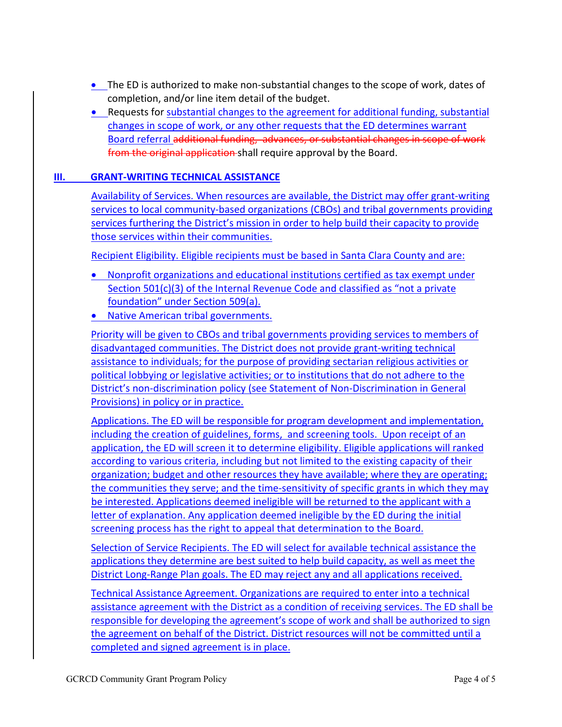- The ED is authorized to make non-substantial changes to the scope of work, dates of completion, and/or line item detail of the budget.
- Requests for substantial changes to the agreement for additional funding, substantial changes in scope of work, or any other requests that the ED determines warrant Board referral ~~additional funding, advances, or substantial changes in scope of work from the original application~~ shall require approval by the Board.

## III. GRANT-WRITING TECHNICAL ASSISTANCE

Availability of Services. When resources are available, the District may offer grant-writing services to local community-based organizations (CBOs) and tribal governments providing services furthering the District's mission in order to help build their capacity to provide those services within their communities.

Recipient Eligibility. Eligible recipients must be based in Santa Clara County and are:

- Nonprofit organizations and educational institutions certified as tax exempt under Section 501(c)(3) of the Internal Revenue Code and classified as "not a private foundation" under Section 509(a).
- Native American tribal governments.

Priority will be given to CBOs and tribal governments providing services to members of disadvantaged communities. The District does not provide grant-writing technical assistance to individuals; for the purpose of providing sectarian religious activities or political lobbying or legislative activities; or to institutions that do not adhere to the District's non-discrimination policy (see Statement of Non-Discrimination in General Provisions) in policy or in practice.

Applications. The ED will be responsible for program development and implementation, including the creation of guidelines, forms, and screening tools. Upon receipt of an application, the ED will screen it to determine eligibility. Eligible applications will ranked according to various criteria, including but not limited to the existing capacity of their organization; budget and other resources they have available; where they are operating; the communities they serve; and the time-sensitivity of specific grants in which they may be interested. Applications deemed ineligible will be returned to the applicant with a letter of explanation. Any application deemed ineligible by the ED during the initial screening process has the right to appeal that determination to the Board.

Selection of Service Recipients. The ED will select for available technical assistance the applications they determine are best suited to help build capacity, as well as meet the District Long-Range Plan goals. The ED may reject any and all applications received.

Technical Assistance Agreement. Organizations are required to enter into a technical assistance agreement with the District as a condition of receiving services. The ED shall be responsible for developing the agreement's scope of work and shall be authorized to sign the agreement on behalf of the District. District resources will not be committed until a completed and signed agreement is in place.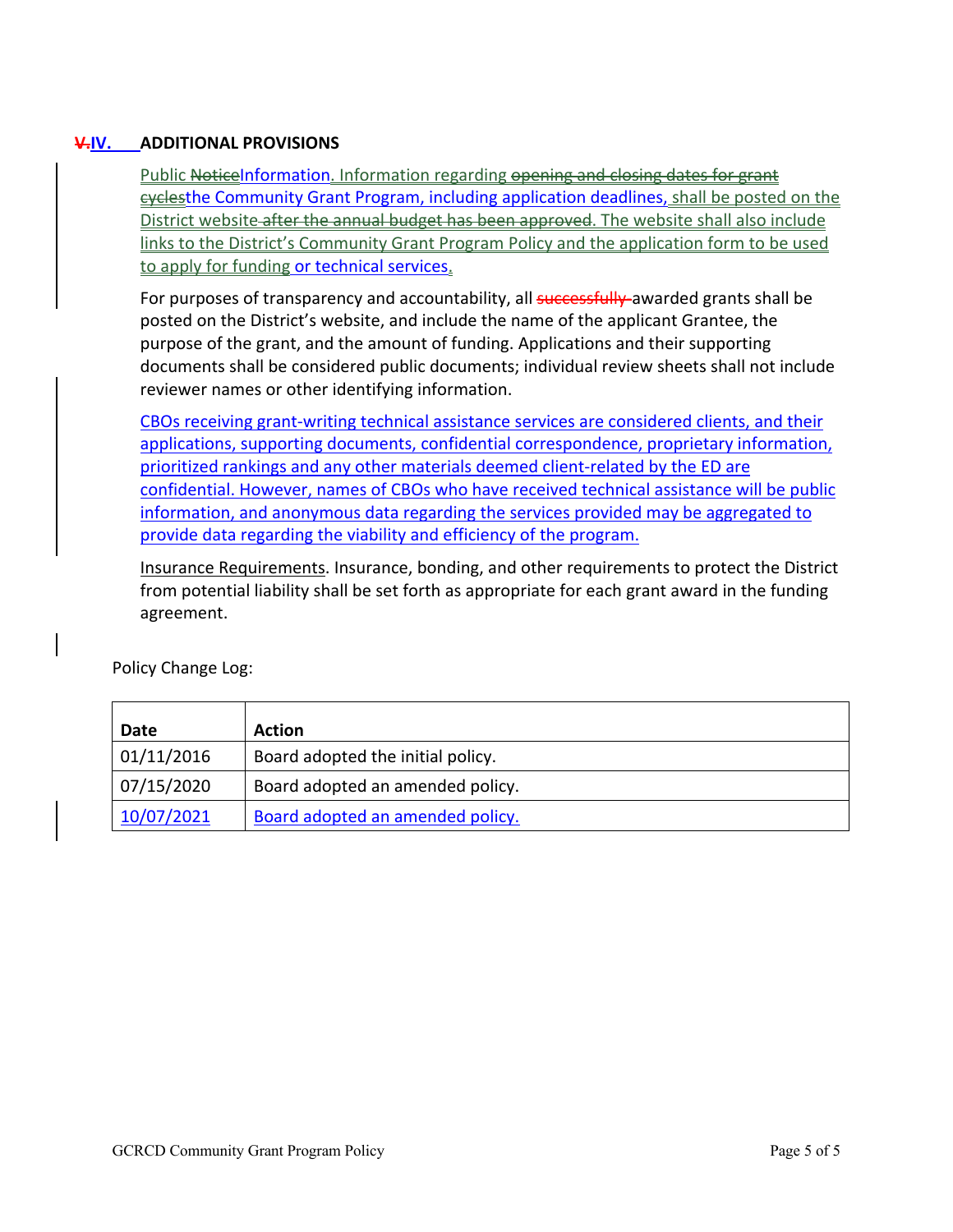## ~~V.~~IV. ADDITIONAL PROVISIONS

Public ~~Notice~~Information. Information regarding ~~opening and closing dates for grant cycles~~the Community Grant Program, including application deadlines, shall be posted on the District website ~~after the annual budget has been approved~~. The website shall also include links to the District's Community Grant Program Policy and the application form to be used to apply for funding or technical services.

For purposes of transparency and accountability, all ~~successfully~~ awarded grants shall be posted on the District's website, and include the name of the applicant Grantee, the purpose of the grant, and the amount of funding. Applications and their supporting documents shall be considered public documents; individual review sheets shall not include reviewer names or other identifying information.

CBOs receiving grant-writing technical assistance services are considered clients, and their applications, supporting documents, confidential correspondence, proprietary information, prioritized rankings and any other materials deemed client-related by the ED are confidential. However, names of CBOs who have received technical assistance will be public information, and anonymous data regarding the services provided may be aggregated to provide data regarding the viability and efficiency of the program.

Insurance Requirements. Insurance, bonding, and other requirements to protect the District from potential liability shall be set forth as appropriate for each grant award in the funding agreement.

Policy Change Log:

| Date | Action |
|---|---|
| 01/11/2016 | Board adopted the initial policy. |
| 07/15/2020 | Board adopted an amended policy. |
| 10/07/2021 | Board adopted an amended policy. |